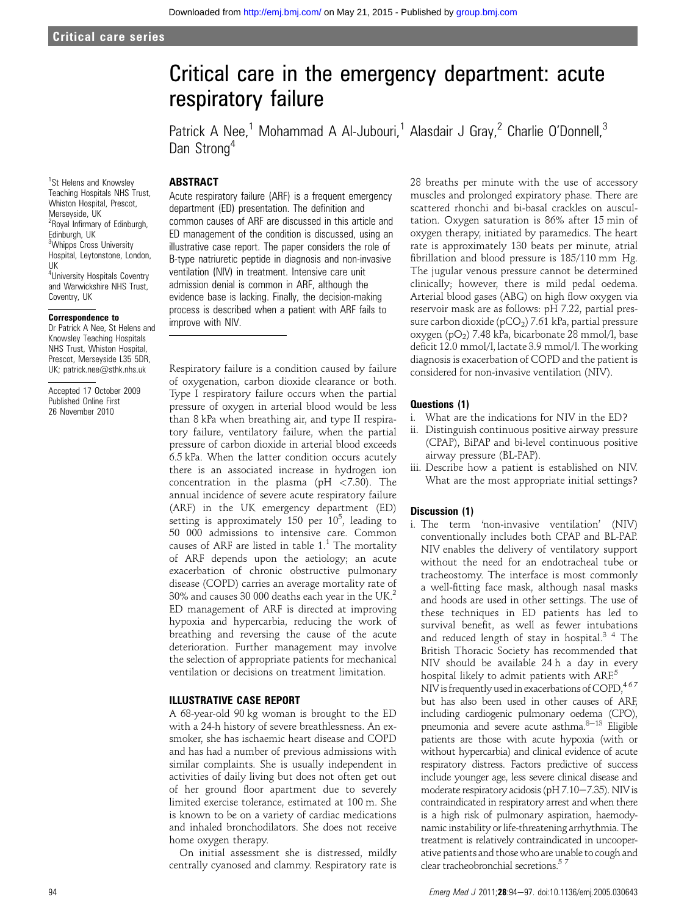Critical care series

# Critical care in the emergency department: acute respiratory failure

Patrick A Nee,[1] Mohammad A Al-Jubouri,[1] Alasdair J Gray,[2] Charlie O'Donnell,[3] Dan Strong[4]

[1]St Helens and Knowsley Teaching Hospitals NHS Trust, Whiston Hospital, Prescot, Merseyside, UK
[2]Royal Infirmary of Edinburgh, Edinburgh, UK
[3]Whipps Cross University Hospital, Leytonstone, London, UK
[4]University Hospitals Coventry and Warwickshire NHS Trust, Coventry, UK

**Correspondence to**
Dr Patrick A Nee, St Helens and Knowsley Teaching Hospitals NHS Trust, Whiston Hospital, Prescot, Merseyside L35 5DR, UK; patrick.nee@sthk.nhs.uk

Accepted 17 October 2009
Published Online First 26 November 2010

## ABSTRACT

Acute respiratory failure (ARF) is a frequent emergency department (ED) presentation. The definition and common causes of ARF are discussed in this article and ED management of the condition is discussed, using an illustrative case report. The paper considers the role of B-type natriuretic peptide in diagnosis and non-invasive ventilation (NIV) in treatment. Intensive care unit admission denial is common in ARF, although the evidence base is lacking. Finally, the decision-making process is described when a patient with ARF fails to improve with NIV.

Respiratory failure is a condition caused by failure of oxygenation, carbon dioxide clearance or both. Type I respiratory failure occurs when the partial pressure of oxygen in arterial blood would be less than 8 kPa when breathing air, and type II respiratory failure, ventilatory failure, when the partial pressure of carbon dioxide in arterial blood exceeds 6.5 kPa. When the latter condition occurs acutely there is an associated increase in hydrogen ion concentration in the plasma (pH <7.30). The annual incidence of severe acute respiratory failure (ARF) in the UK emergency department (ED) setting is approximately 150 per $10^5$, leading to 50 000 admissions to intensive care. Common causes of ARF are listed in table 1.[1] The mortality of ARF depends upon the aetiology; an acute exacerbation of chronic obstructive pulmonary disease (COPD) carries an average mortality rate of 30% and causes 30 000 deaths each year in the UK.[2] ED management of ARF is directed at improving hypoxia and hypercarbia, reducing the work of breathing and reversing the cause of the acute deterioration. Further management may involve the selection of appropriate patients for mechanical ventilation or decisions on treatment limitation.

## ILLUSTRATIVE CASE REPORT

A 68-year-old 90 kg woman is brought to the ED with a 24-h history of severe breathlessness. An ex-smoker, she has ischaemic heart disease and COPD and has had a number of previous admissions with similar complaints. She is usually independent in activities of daily living but does not often get out of her ground floor apartment due to severely limited exercise tolerance, estimated at 100 m. She is known to be on a variety of cardiac medications and inhaled bronchodilators. She does not receive home oxygen therapy.

On initial assessment she is distressed, mildly centrally cyanosed and clammy. Respiratory rate is 28 breaths per minute with the use of accessory muscles and prolonged expiratory phase. There are scattered rhonchi and bi-basal crackles on auscultation. Oxygen saturation is 86% after 15 min of oxygen therapy, initiated by paramedics. The heart rate is approximately 130 beats per minute, atrial fibrillation and blood pressure is 185/110 mm Hg. The jugular venous pressure cannot be determined clinically; however, there is mild pedal oedema. Arterial blood gases (ABG) on high flow oxygen via reservoir mask are as follows: pH 7.22, partial pressure carbon dioxide ($pCO_2$) 7.61 kPa, partial pressure oxygen ($pO_2$) 7.48 kPa, bicarbonate 28 mmol/l, base deficit 12.0 mmol/l, lactate 3.9 mmol/l. The working diagnosis is exacerbation of COPD and the patient is considered for non-invasive ventilation (NIV).

### Questions (1)

i. What are the indications for NIV in the ED?
ii. Distinguish continuous positive airway pressure (CPAP), BiPAP and bi-level continuous positive airway pressure (BL-PAP).
iii. Describe how a patient is established on NIV. What are the most appropriate initial settings?

### Discussion (1)

i. The term 'non-invasive ventilation' (NIV) conventionally includes both CPAP and BL-PAP. NIV enables the delivery of ventilatory support without the need for an endotracheal tube or tracheostomy. The interface is most commonly a well-fitting face mask, although nasal masks and hoods are used in other settings. The use of these techniques in ED patients has led to survival benefit, as well as fewer intubations and reduced length of stay in hospital.[3 4] The British Thoracic Society has recommended that NIV should be available 24 h a day in every hospital likely to admit patients with ARF.[5]
NIV is frequently used in exacerbations of COPD,[4 6 7] but has also been used in other causes of ARF, including cardiogenic pulmonary oedema (CPO), pneumonia and severe acute asthma.[8–13] Eligible patients are those with acute hypoxia (with or without hypercarbia) and clinical evidence of acute respiratory distress. Factors predictive of success include younger age, less severe clinical disease and moderate respiratory acidosis (pH 7.10–7.35). NIV is contraindicated in respiratory arrest and when there is a high risk of pulmonary aspiration, haemodynamic instability or life-threatening arrhythmia. The treatment is relatively contraindicated in uncooperative patients and those who are unable to cough and clear tracheobronchial secretions.[5 7]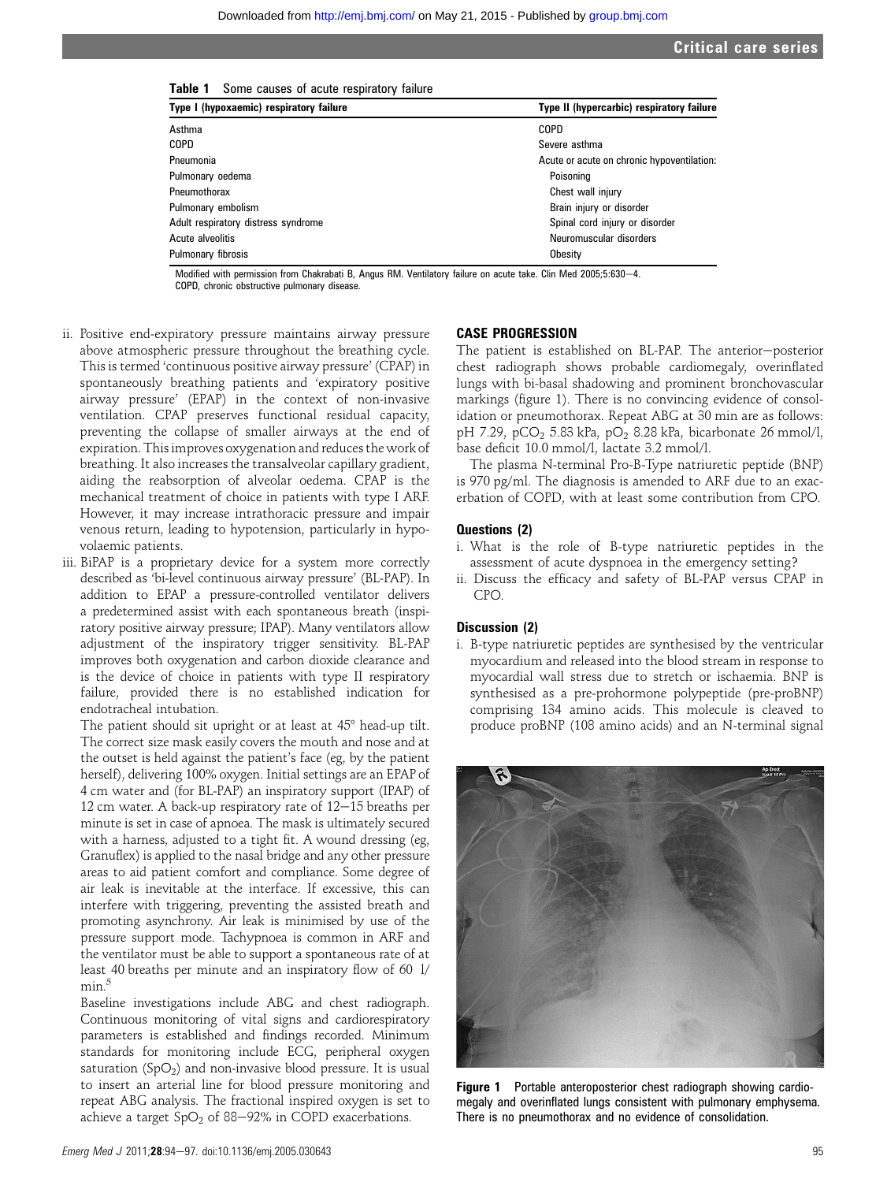**Table 1** Some causes of acute respiratory failure

| Type I (hypoxaemic) respiratory failure | Type II (hypercarbic) respiratory failure |
|---|---|
| Asthma | COPD |
| COPD | Severe asthma |
| Pneumonia | Acute or acute on chronic hypoventilation: |
| Pulmonary oedema | Poisoning |
| Pneumothorax | Chest wall injury |
| Pulmonary embolism | Brain injury or disorder |
| Adult respiratory distress syndrome | Spinal cord injury or disorder |
| Acute alveolitis | Neuromuscular disorders |
| Pulmonary fibrosis | Obesity |

Modified with permission from Chakrabati B, Angus RM. Ventilatory failure on acute take. Clin Med 2005;5:630–4.
COPD, chronic obstructive pulmonary disease.

ii. Positive end-expiratory pressure maintains airway pressure above atmospheric pressure throughout the breathing cycle. This is termed 'continuous positive airway pressure' (CPAP) in spontaneously breathing patients and 'expiratory positive airway pressure' (EPAP) in the context of non-invasive ventilation. CPAP preserves functional residual capacity, preventing the collapse of smaller airways at the end of expiration. This improves oxygenation and reduces the work of breathing. It also increases the transalveolar capillary gradient, aiding the reabsorption of alveolar oedema. CPAP is the mechanical treatment of choice in patients with type I ARF. However, it may increase intrathoracic pressure and impair venous return, leading to hypotension, particularly in hypovolaemic patients.

iii. BiPAP is a proprietary device for a system more correctly described as 'bi-level continuous airway pressure' (BL-PAP). In addition to EPAP a pressure-controlled ventilator delivers a predetermined assist with each spontaneous breath (inspiratory positive airway pressure; IPAP). Many ventilators allow adjustment of the inspiratory trigger sensitivity. BL-PAP improves both oxygenation and carbon dioxide clearance and is the device of choice in patients with type II respiratory failure, provided there is no established indication for endotracheal intubation.

The patient should sit upright or at least at 45° head-up tilt. The correct size mask easily covers the mouth and nose and at the outset is held against the patient's face (eg, by the patient herself), delivering 100% oxygen. Initial settings are an EPAP of 4 cm water and (for BL-PAP) an inspiratory support (IPAP) of 12 cm water. A back-up respiratory rate of 12–15 breaths per minute is set in case of apnoea. The mask is ultimately secured with a harness, adjusted to a tight fit. A wound dressing (eg, Granuflex) is applied to the nasal bridge and any other pressure areas to aid patient comfort and compliance. Some degree of air leak is inevitable at the interface. If excessive, this can interfere with triggering, preventing the assisted breath and promoting asynchrony. Air leak is minimised by use of the pressure support mode. Tachypnoea is common in ARF and the ventilator must be able to support a spontaneous rate of at least 40 breaths per minute and an inspiratory flow of 60 l/min.[5]

Baseline investigations include ABG and chest radiograph. Continuous monitoring of vital signs and cardiorespiratory parameters is established and findings recorded. Minimum standards for monitoring include ECG, peripheral oxygen saturation ($SpO_2$) and non-invasive blood pressure. It is usual to insert an arterial line for blood pressure monitoring and repeat ABG analysis. The fractional inspired oxygen is set to achieve a target $SpO_2$ of 88–92% in COPD exacerbations.

## CASE PROGRESSION

The patient is established on BL-PAP. The anterior–posterior chest radiograph shows probable cardiomegaly, overinflated lungs with bi-basal shadowing and prominent bronchovascular markings (figure 1). There is no convincing evidence of consolidation or pneumothorax. Repeat ABG at 30 min are as follows: pH 7.29, $pCO_2$ 5.83 kPa, $pO_2$ 8.28 kPa, bicarbonate 26 mmol/l, base deficit 10.0 mmol/l, lactate 3.2 mmol/l.

The plasma N-terminal Pro-B-Type natriuretic peptide (BNP) is 970 pg/ml. The diagnosis is amended to ARF due to an exacerbation of COPD, with at least some contribution from CPO.

### Questions (2)

i. What is the role of B-type natriuretic peptides in the assessment of acute dyspnoea in the emergency setting?
ii. Discuss the efficacy and safety of BL-PAP versus CPAP in CPO.

### Discussion (2)

i. B-type natriuretic peptides are synthesised by the ventricular myocardium and released into the blood stream in response to myocardial wall stress due to stretch or ischaemia. BNP is synthesised as a pre-prohormone polypeptide (pre-proBNP) comprising 134 amino acids. This molecule is cleaved to produce proBNP (108 amino acids) and an N-terminal signal

**Figure 1** Portable anteroposterior chest radiograph showing cardiomegaly and overinflated lungs consistent with pulmonary emphysema. There is no pneumothorax and no evidence of consolidation.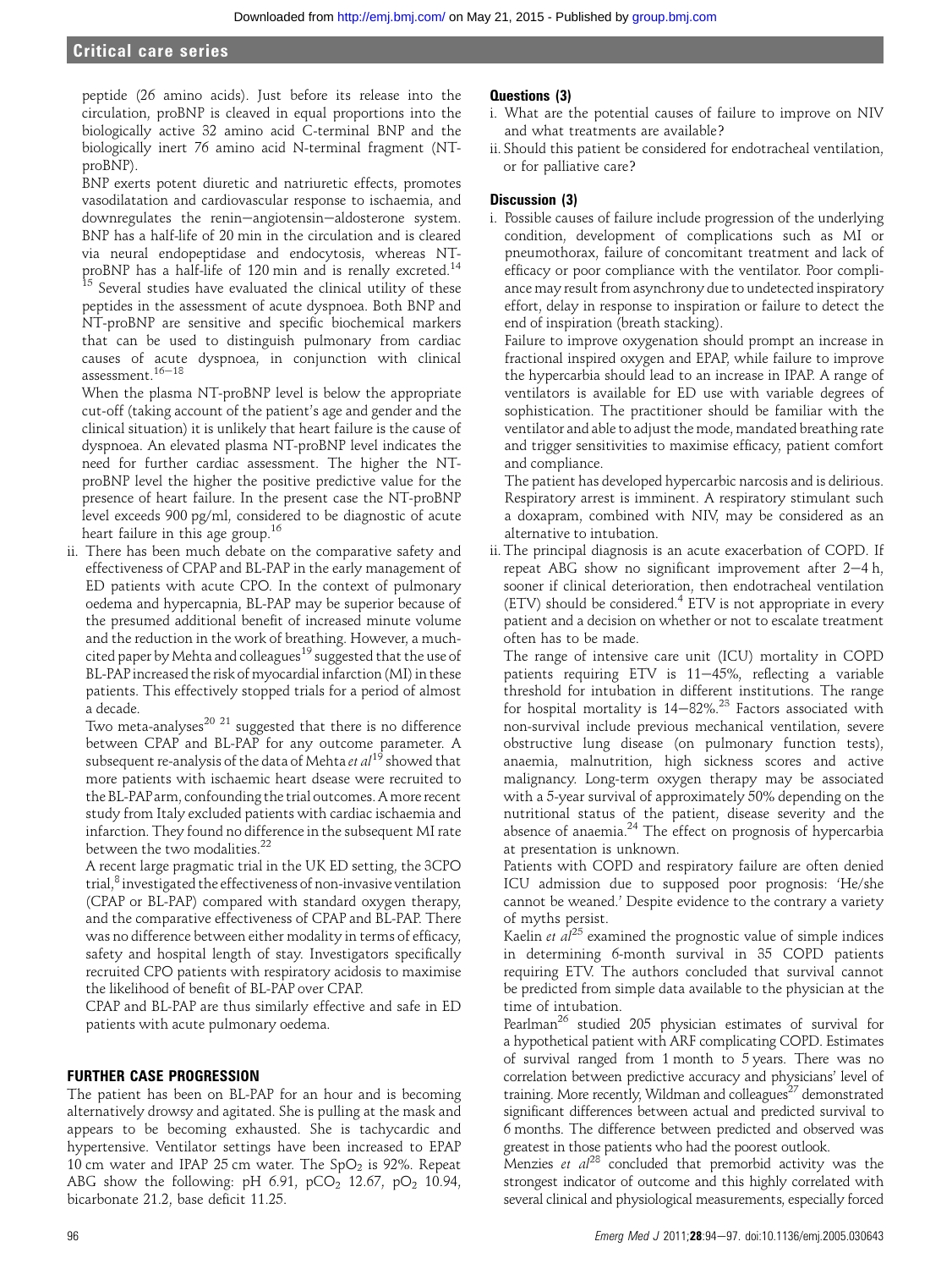peptide (26 amino acids). Just before its release into the circulation, proBNP is cleaved in equal proportions into the biologically active 32 amino acid C-terminal BNP and the biologically inert 76 amino acid N-terminal fragment (NT-proBNP).

BNP exerts potent diuretic and natriuretic effects, promotes vasodilatation and cardiovascular response to ischaemia, and downregulates the renin–angiotensin–aldosterone system. BNP has a half-life of 20 min in the circulation and is cleared via neural endopeptidase and endocytosis, whereas NT-proBNP has a half-life of 120 min and is renally excreted.[14 15] Several studies have evaluated the clinical utility of these peptides in the assessment of acute dyspnoea. Both BNP and NT-proBNP are sensitive and specific biochemical markers that can be used to distinguish pulmonary from cardiac causes of acute dyspnoea, in conjunction with clinical assessment.[16–18]

When the plasma NT-proBNP level is below the appropriate cut-off (taking account of the patient's age and gender and the clinical situation) it is unlikely that heart failure is the cause of dyspnoea. An elevated plasma NT-proBNP level indicates the need for further cardiac assessment. The higher the NT-proBNP level the higher the positive predictive value for the presence of heart failure. In the present case the NT-proBNP level exceeds 900 pg/ml, considered to be diagnostic of acute heart failure in this age group.[16]

ii. There has been much debate on the comparative safety and effectiveness of CPAP and BL-PAP in the early management of ED patients with acute CPO. In the context of pulmonary oedema and hypercapnia, BL-PAP may be superior because of the presumed additional benefit of increased minute volume and the reduction in the work of breathing. However, a much-cited paper by Mehta and colleagues[19] suggested that the use of BL-PAP increased the risk of myocardial infarction (MI) in these patients. This effectively stopped trials for a period of almost a decade.

Two meta-analyses[20 21] suggested that there is no difference between CPAP and BL-PAP for any outcome parameter. A subsequent re-analysis of the data of Mehta *et al*[19] showed that more patients with ischaemic heart dsease were recruited to the BL-PAP arm, confounding the trial outcomes. A more recent study from Italy excluded patients with cardiac ischaemia and infarction. They found no difference in the subsequent MI rate between the two modalities.[22]

A recent large pragmatic trial in the UK ED setting, the 3CPO trial,[8] investigated the effectiveness of non-invasive ventilation (CPAP or BL-PAP) compared with standard oxygen therapy, and the comparative effectiveness of CPAP and BL-PAP. There was no difference between either modality in terms of efficacy, safety and hospital length of stay. Investigators specifically recruited CPO patients with respiratory acidosis to maximise the likelihood of benefit of BL-PAP over CPAP.

CPAP and BL-PAP are thus similarly effective and safe in ED patients with acute pulmonary oedema.

## FURTHER CASE PROGRESSION

The patient has been on BL-PAP for an hour and is becoming alternatively drowsy and agitated. She is pulling at the mask and appears to be becoming exhausted. She is tachycardic and hypertensive. Ventilator settings have been increased to EPAP 10 cm water and IPAP 25 cm water. The $SpO_2$ is 92%. Repeat ABG show the following: pH 6.91, $pCO_2$ 12.67, $pO_2$ 10.94, bicarbonate 21.2, base deficit 11.25.

## Questions (3)

i. What are the potential causes of failure to improve on NIV and what treatments are available?
ii. Should this patient be considered for endotracheal ventilation, or for palliative care?

## Discussion (3)

i. Possible causes of failure include progression of the underlying condition, development of complications such as MI or pneumothorax, failure of concomitant treatment and lack of efficacy or poor compliance with the ventilator. Poor compliance may result from asynchrony due to undetected inspiratory effort, delay in response to inspiration or failure to detect the end of inspiration (breath stacking).

Failure to improve oxygenation should prompt an increase in fractional inspired oxygen and EPAP, while failure to improve the hypercarbia should lead to an increase in IPAP. A range of ventilators is available for ED use with variable degrees of sophistication. The practitioner should be familiar with the ventilator and able to adjust the mode, mandated breathing rate and trigger sensitivities to maximise efficacy, patient comfort and compliance.

The patient has developed hypercarbic narcosis and is delirious. Respiratory arrest is imminent. A respiratory stimulant such a doxapram, combined with NIV, may be considered as an alternative to intubation.

ii. The principal diagnosis is an acute exacerbation of COPD. If repeat ABG show no significant improvement after 2–4 h, sooner if clinical deterioration, then endotracheal ventilation (ETV) should be considered.[4] ETV is not appropriate in every patient and a decision on whether or not to escalate treatment often has to be made.

The range of intensive care unit (ICU) mortality in COPD patients requiring ETV is 11–45%, reflecting a variable threshold for intubation in different institutions. The range for hospital mortality is 14–82%.[23] Factors associated with non-survival include previous mechanical ventilation, severe obstructive lung disease (on pulmonary function tests), anaemia, malnutrition, high sickness scores and active malignancy. Long-term oxygen therapy may be associated with a 5-year survival of approximately 50% depending on the nutritional status of the patient, disease severity and the absence of anaemia.[24] The effect on prognosis of hypercarbia at presentation is unknown.

Patients with COPD and respiratory failure are often denied ICU admission due to supposed poor prognosis: 'He/she cannot be weaned.' Despite evidence to the contrary a variety of myths persist.

Kaelin *et al*[25] examined the prognostic value of simple indices in determining 6-month survival in 35 COPD patients requiring ETV. The authors concluded that survival cannot be predicted from simple data available to the physician at the time of intubation.

Pearlman[26] studied 205 physician estimates of survival for a hypothetical patient with ARF complicating COPD. Estimates of survival ranged from 1 month to 5 years. There was no correlation between predictive accuracy and physicians' level of training. More recently, Wildman and colleagues[27] demonstrated significant differences between actual and predicted survival to 6 months. The difference between predicted and observed was greatest in those patients who had the poorest outlook.

Menzies *et al*[28] concluded that premorbid activity was the strongest indicator of outcome and this highly correlated with several clinical and physiological measurements, especially forced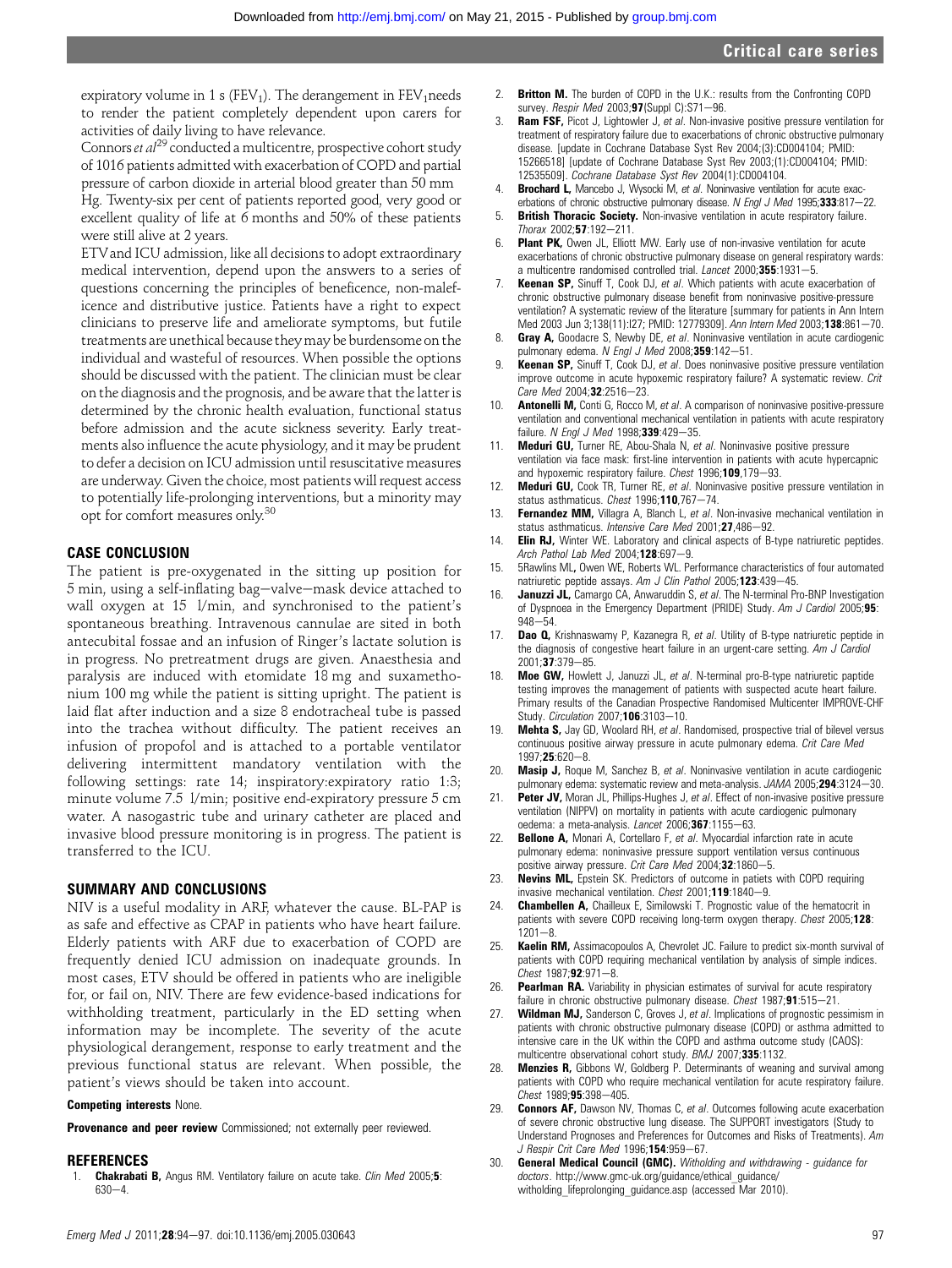expiratory volume in 1 s ($FEV_1$). The derangement in $FEV_1$needs to render the patient completely dependent upon carers for activities of daily living to have relevance.

Connors *et al*[29] conducted a multicentre, prospective cohort study of 1016 patients admitted with exacerbation of COPD and partial pressure of carbon dioxide in arterial blood greater than 50 mm Hg. Twenty-six per cent of patients reported good, very good or excellent quality of life at 6 months and 50% of these patients were still alive at 2 years.

ETV and ICU admission, like all decisions to adopt extraordinary medical intervention, depend upon the answers to a series of questions concerning the principles of beneficence, non-maleficence and distributive justice. Patients have a right to expect clinicians to preserve life and ameliorate symptoms, but futile treatments are unethical because they may be burdensome on the individual and wasteful of resources. When possible the options should be discussed with the patient. The clinician must be clear on the diagnosis and the prognosis, and be aware that the latter is determined by the chronic health evaluation, functional status before admission and the acute sickness severity. Early treatments also influence the acute physiology, and it may be prudent to defer a decision on ICU admission until resuscitative measures are underway. Given the choice, most patients will request access to potentially life-prolonging interventions, but a minority may opt for comfort measures only.[30]

## CASE CONCLUSION

The patient is pre-oxygenated in the sitting up position for 5 min, using a self-inflating bag–valve–mask device attached to wall oxygen at 15 l/min, and synchronised to the patient's spontaneous breathing. Intravenous cannulae are sited in both antecubital fossae and an infusion of Ringer's lactate solution is in progress. No pretreatment drugs are given. Anaesthesia and paralysis are induced with etomidate 18 mg and suxamethonium 100 mg while the patient is sitting upright. The patient is laid flat after induction and a size 8 endotracheal tube is passed into the trachea without difficulty. The patient receives an infusion of propofol and is attached to a portable ventilator delivering intermittent mandatory ventilation with the following settings: rate 14; inspiratory:expiratory ratio 1:3; minute volume 7.5 l/min; positive end-expiratory pressure 5 cm water. A nasogastric tube and urinary catheter are placed and invasive blood pressure monitoring is in progress. The patient is transferred to the ICU.

## SUMMARY AND CONCLUSIONS

NIV is a useful modality in ARF, whatever the cause. BL-PAP is as safe and effective as CPAP in patients who have heart failure. Elderly patients with ARF due to exacerbation of COPD are frequently denied ICU admission on inadequate grounds. In most cases, ETV should be offered in patients who are ineligible for, or fail on, NIV. There are few evidence-based indications for withholding treatment, particularly in the ED setting when information may be incomplete. The severity of the acute physiological derangement, response to early treatment and the previous functional status are relevant. When possible, the patient's views should be taken into account.

**Competing interests** None.

**Provenance and peer review** Commissioned; not externally peer reviewed.

## REFERENCES

1. **Chakrabati B,** Angus RM. Ventilatory failure on acute take. *Clin Med* 2005;**5**:630–4.
2. **Britton M.** The burden of COPD in the U.K.: results from the Confronting COPD survey. *Respir Med* 2003;**97**(Suppl C):S71–96.
3. **Ram FSF,** Picot J, Lightowler J, *et al*. Non-invasive positive pressure ventilation for treatment of respiratory failure due to exacerbations of chronic obstructive pulmonary disease. [update in Cochrane Database Syst Rev 2004;(3):CD004104; PMID: 15266518] [update of Cochrane Database Syst Rev 2003;(1):CD004104; PMID: 12535509]. *Cochrane Database Syst Rev* 2004(1):CD004104.
4. **Brochard L,** Mancebo J, Wysocki M, *et al*. Noninvasive ventilation for acute exacerbations of chronic obstructive pulmonary disease. *N Engl J Med* 1995;**333**:817–22.
5. **British Thoracic Society.** Non-invasive ventilation in acute respiratory failure. *Thorax* 2002;**57**:192–211.
6. **Plant PK,** Owen JL, Elliott MW. Early use of non-invasive ventilation for acute exacerbations of chronic obstructive pulmonary disease on general respiratory wards: a multicentre randomised controlled trial. *Lancet* 2000;**355**:1931–5.
7. **Keenan SP,** Sinuff T, Cook DJ, *et al*. Which patients with acute exacerbation of chronic obstructive pulmonary disease benefit from noninvasive positive-pressure ventilation? A systematic review of the literature [summary for patients in Ann Intern Med 2003 Jun 3;138(11):I27; PMID: 12779309]. *Ann Intern Med* 2003;**138**:861–70.
8. **Gray A,** Goodacre S, Newby DE, *et al*. Noninvasive ventilation in acute cardiogenic pulmonary edema. *N Engl J Med* 2008;**359**:142–51.
9. **Keenan SP,** Sinuff T, Cook DJ, *et al*. Does noninvasive positive pressure ventilation improve outcome in acute hypoxemic respiratory failure? A systematic review. *Crit Care Med* 2004;**32**:2516–23.
10. **Antonelli M,** Conti G, Rocco M, *et al*. A comparison of noninvasive positive-pressure ventilation and conventional mechanical ventilation in patients with acute respiratory failure. *N Engl J Med* 1998;**339**:429–35.
11. **Meduri GU,** Turner RE, Abou-Shala N, *et al*. Noninvasive positive pressure ventilation via face mask: first-line intervention in patients with acute hypercapnic and hypoxemic respiratory failure. *Chest* 1996;**109**,179–93.
12. **Meduri GU,** Cook TR, Turner RE, *et al*. Noninvasive positive pressure ventilation in status asthmaticus. *Chest* 1996;**110**,767–74.
13. **Fernandez MM,** Villagra A, Blanch L, *et al*. Non-invasive mechanical ventilation in status asthmaticus. *Intensive Care Med* 2001;**27**,486–92.
14. **Elin RJ,** Winter WE. Laboratory and clinical aspects of B-type natriuretic peptides. *Arch Pathol Lab Med* 2004;**128**:697–9.
15. 5Rawlins ML**,** Owen WE, Roberts WL. Performance characteristics of four automated natriuretic peptide assays. *Am J Clin Pathol* 2005;**123**:439–45.
16. **Januzzi JL,** Camargo CA, Anwaruddin S, *et al*. The N-terminal Pro-BNP Investigation of Dyspnoea in the Emergency Department (PRIDE) Study. *Am J Cardiol* 2005;**95**:948–54.
17. **Dao Q,** Krishnaswamy P, Kazanegra R, *et al*. Utility of B-type natriuretic peptide in the diagnosis of congestive heart failure in an urgent-care setting. *Am J Cardiol* 2001;**37**:379–85.
18. **Moe GW,** Howlett J, Januzzi JL, *et al*. N-terminal pro-B-type natriuretic peptide testing improves the management of patients with suspected acute heart failure. Primary results of the Canadian Prospective Randomised Multicenter IMPROVE-CHF Study. *Circulation* 2007;**106**:3103–10.
19. **Mehta S,** Jay GD, Woolard RH, *et al*. Randomised, prospective trial of bilevel versus continuous positive airway pressure in acute pulmonary edema. *Crit Care Med* 1997;**25**:620–8.
20. **Masip J,** Roque M, Sanchez B, *et al*. Noninvasive ventilation in acute cardiogenic pulmonary edema: systematic review and meta-analysis. *JAMA* 2005;**294**:3124–30.
21. **Peter JV,** Moran JL, Phillips-Hughes J, *et al*. Effect of non-invasive positive pressure ventilation (NIPPV) on mortality in patients with acute cardiogenic pulmonary oedema: a meta-analysis. *Lancet* 2006;**367**:1155–63.
22. **Bellone A,** Monari A, Cortellaro F, *et al*. Myocardial infarction rate in acute pulmonary edema: noninvasive pressure support ventilation versus continuous positive airway pressure. *Crit Care Med* 2004;**32**:1860–5.
23. **Nevins ML,** Epstein SK. Predictors of outcome in patiets with COPD requiring invasive mechanical ventilation. *Chest* 2001;**119**:1840–9.
24. **Chambellen A,** Chailleux E, Similowski T. Prognostic value of the hematocrit in patients with severe COPD receiving long-term oxygen therapy. *Chest* 2005;**128**:1201–8.
25. **Kaelin RM,** Assimacopoulos A, Chevrolet JC. Failure to predict six-month survival of patients with COPD requiring mechanical ventilation by analysis of simple indices. *Chest* 1987;**92**:971–8.
26. **Pearlman RA.** Variability in physician estimates of survival for acute respiratory failure in chronic obstructive pulmonary disease. *Chest* 1987;**91**:515–21.
27. **Wildman MJ,** Sanderson C, Groves J, *et al*. Implications of prognostic pessimism in patients with chronic obstructive pulmonary disease (COPD) or asthma admitted to intensive care in the UK within the COPD and asthma outcome study (CAOS): multicentre observational cohort study. *BMJ* 2007;**335**:1132.
28. **Menzies R,** Gibbons W, Goldberg P. Determinants of weaning and survival among patients with COPD who require mechanical ventilation for acute respiratory failure. *Chest* 1989;**95**:398–405.
29. **Connors AF,** Dawson NV, Thomas C, *et al*. Outcomes following acute exacerbation of severe chronic obstructive lung disease. The SUPPORT investigators (Study to Understand Prognoses and Preferences for Outcomes and Risks of Treatments). *Am J Respir Crit Care Med* 1996;**154**:959–67.
30. **General Medical Council (GMC).** *Witholding and withdrawing - guidance for doctors*. http://www.gmc-uk.org/guidance/ethical_guidance/witholding_lifeprolonging_guidance.asp (accessed Mar 2010).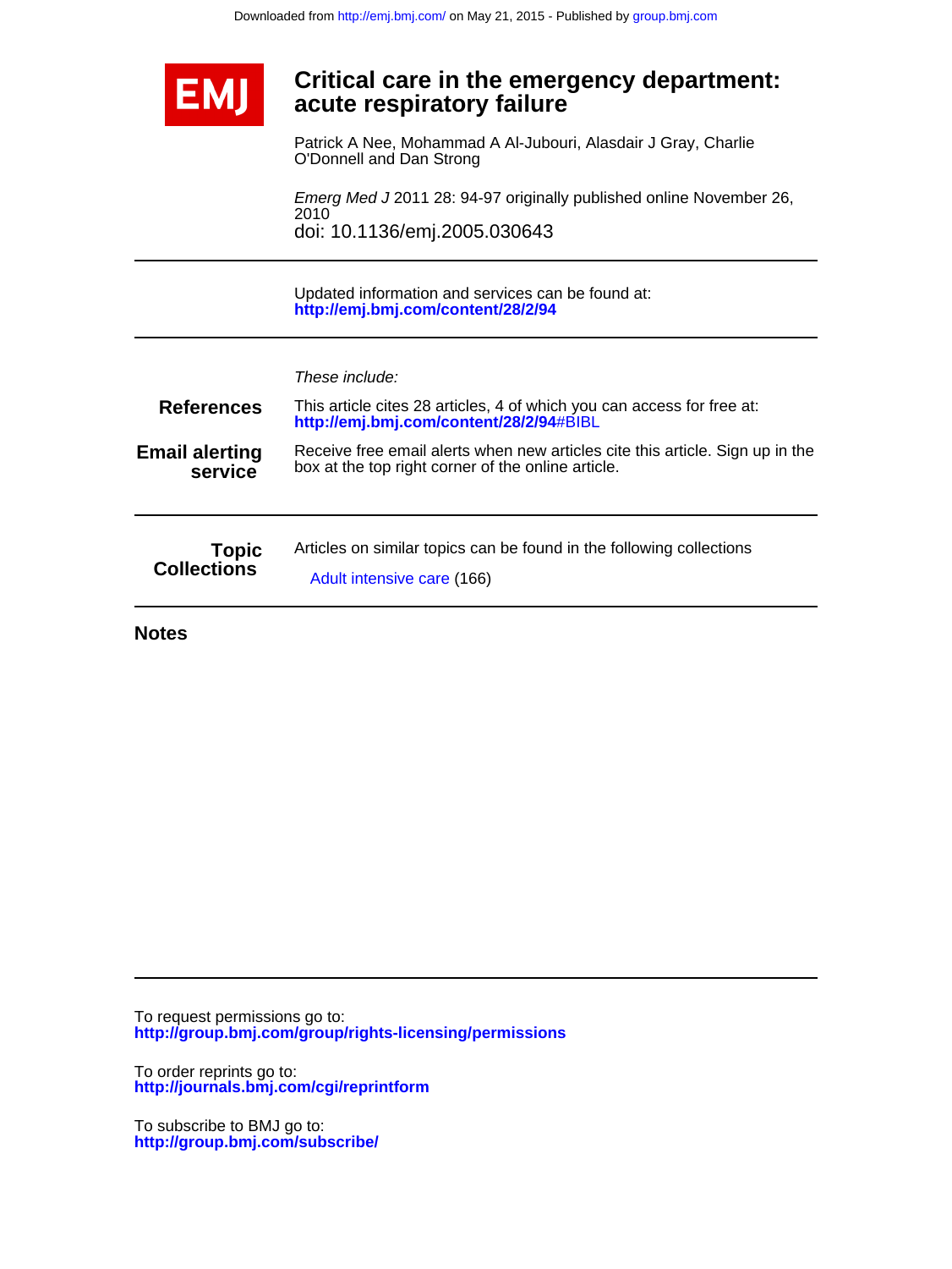Downloaded from http://emj.bmj.com/ on May 21, 2015 - Published by group.bmj.com

EMJ

# Critical care in the emergency department: acute respiratory failure

Patrick A Nee, Mohammad A Al-Jubouri, Alasdair J Gray, Charlie O'Donnell and Dan Strong

*Emerg Med J* 2011 28: 94-97 originally published online November 26, 2010
doi: 10.1136/emj.2005.030643

Updated information and services can be found at:
**http://emj.bmj.com/content/28/2/94**

*These include:*

**References**
This article cites 28 articles, 4 of which you can access for free at:
**http://emj.bmj.com/content/28/2/94**#BIBL

**Email alerting service**
Receive free email alerts when new articles cite this article. Sign up in the box at the top right corner of the online article.

**Topic Collections**
Articles on similar topics can be found in the following collections
Adult intensive care (166)

**Notes**

To request permissions go to:
**http://group.bmj.com/group/rights-licensing/permissions**

To order reprints go to:
**http://journals.bmj.com/cgi/reprintform**

To subscribe to BMJ go to:
**http://group.bmj.com/subscribe/**